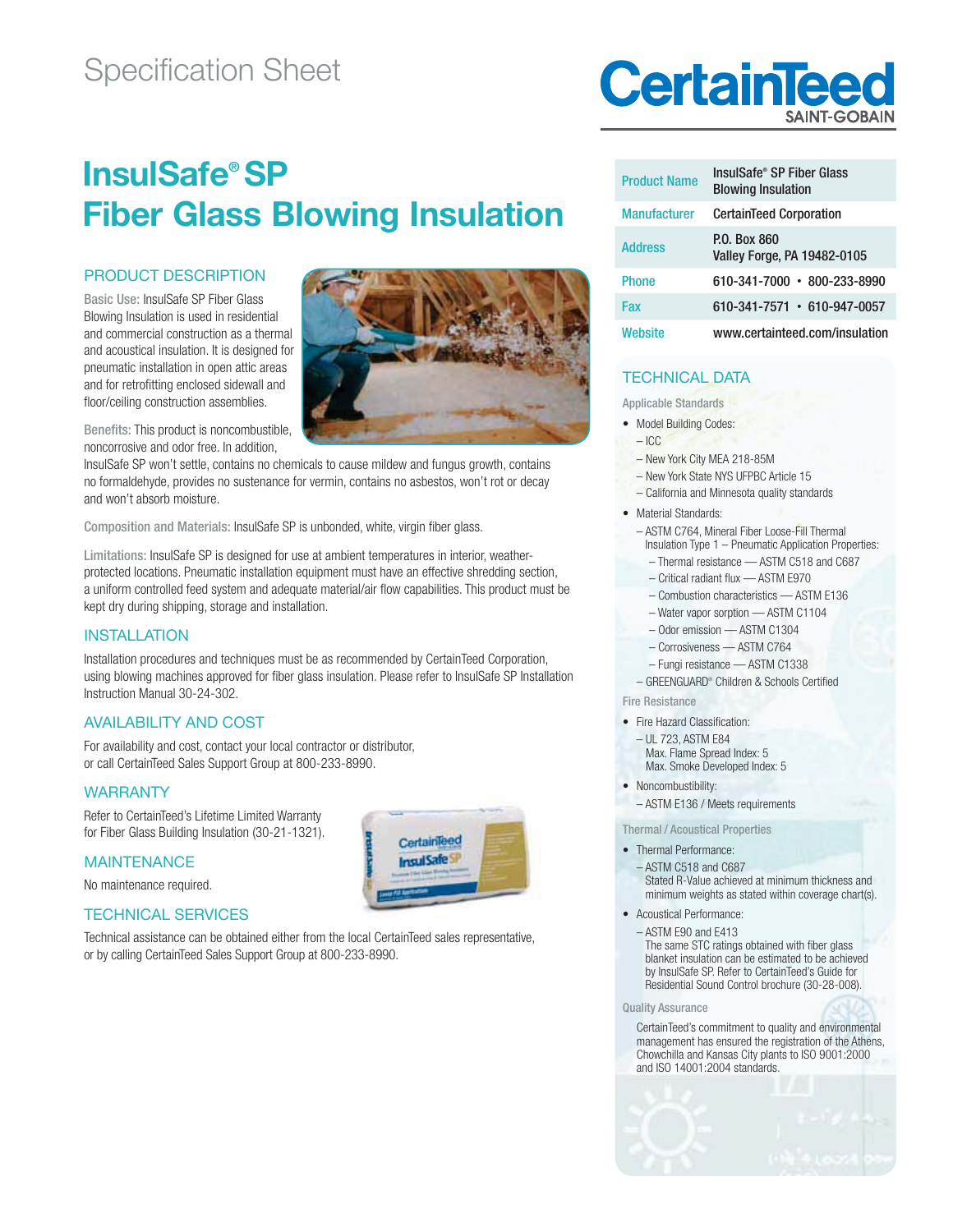# Specification Sheet

CertainTeed SAINT-GOBAIN

# InsulSafe® SP Fiber Glass Blowing Insulation

| Product Name | InsulSafe® SP Fiber Glass Blowing Insulation |
|---|---|
| Manufacturer | CertainTeed Corporation |
| Address | P.O. Box 860 Valley Forge, PA 19482-0105 |
| Phone | 610-341-7000 • 800-233-8990 |
| Fax | 610-341-7571 • 610-947-0057 |
| Website | www.certainteed.com/insulation |

## PRODUCT DESCRIPTION

Basic Use: InsulSafe SP Fiber Glass Blowing Insulation is used in residential and commercial construction as a thermal and acoustical insulation. It is designed for pneumatic installation in open attic areas and for retrofitting enclosed sidewall and floor/ceiling construction assemblies.

Benefits: This product is noncombustible, noncorrosive and odor free. In addition, InsulSafe SP won't settle, contains no chemicals to cause mildew and fungus growth, contains no formaldehyde, provides no sustenance for vermin, contains no asbestos, won't rot or decay and won't absorb moisture.

Composition and Materials: InsulSafe SP is unbonded, white, virgin fiber glass.

Limitations: InsulSafe SP is designed for use at ambient temperatures in interior, weather-protected locations. Pneumatic installation equipment must have an effective shredding section, a uniform controlled feed system and adequate material/air flow capabilities. This product must be kept dry during shipping, storage and installation.

## INSTALLATION

Installation procedures and techniques must be as recommended by CertainTeed Corporation, using blowing machines approved for fiber glass insulation. Please refer to InsulSafe SP Installation Instruction Manual 30-24-302.

## AVAILABILITY AND COST

For availability and cost, contact your local contractor or distributor, or call CertainTeed Sales Support Group at 800-233-8990.

## WARRANTY

Refer to CertainTeed's Lifetime Limited Warranty for Fiber Glass Building Insulation (30-21-1321).

## MAINTENANCE

No maintenance required.

## TECHNICAL SERVICES

Technical assistance can be obtained either from the local CertainTeed sales representative, or by calling CertainTeed Sales Support Group at 800-233-8990.

## TECHNICAL DATA

### Applicable Standards

- Model Building Codes:
  - ICC
  - New York City MEA 218-85M
  - New York State NYS UFPBC Article 15
  - California and Minnesota quality standards
- Material Standards:
  - ASTM C764, Mineral Fiber Loose-Fill Thermal Insulation Type 1 – Pneumatic Application Properties:
    - Thermal resistance — ASTM C518 and C687
    - Critical radiant flux — ASTM E970
    - Combustion characteristics — ASTM E136
    - Water vapor sorption — ASTM C1104
    - Odor emission — ASTM C1304
    - Corrosiveness — ASTM C764
    - Fungi resistance — ASTM C1338
  - GREENGUARD® Children & Schools Certified

### Fire Resistance

- Fire Hazard Classification:
  - UL 723, ASTM E84
    Max. Flame Spread Index: 5
    Max. Smoke Developed Index: 5
- Noncombustibility:
  - ASTM E136 / Meets requirements

### Thermal / Acoustical Properties

- Thermal Performance:
  - ASTM C518 and C687
    Stated R-Value achieved at minimum thickness and minimum weights as stated within coverage chart(s).
- Acoustical Performance:
  - ASTM E90 and E413
    The same STC ratings obtained with fiber glass blanket insulation can be estimated to be achieved by InsulSafe SP. Refer to CertainTeed's Guide for Residential Sound Control brochure (30-28-008).

### Quality Assurance

CertainTeed's commitment to quality and environmental management has ensured the registration of the Athens, Chowchilla and Kansas City plants to ISO 9001:2000 and ISO 14001:2004 standards.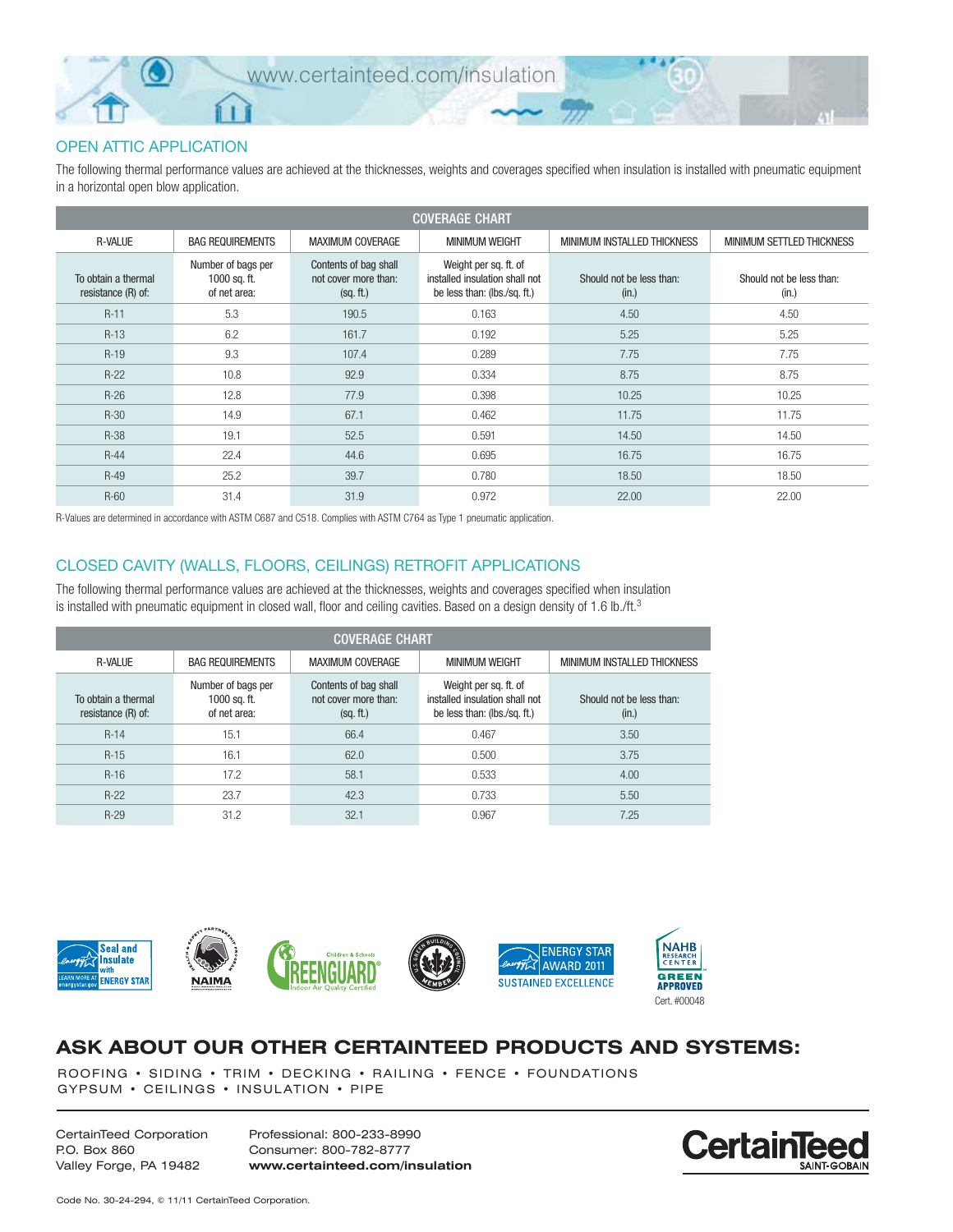## OPEN ATTIC APPLICATION

The following thermal performance values are achieved at the thicknesses, weights and coverages specified when insulation is installed with pneumatic equipment in a horizontal open blow application.

| COVERAGE CHART | | | | | |
|---|---|---|---|---|---|
| R-VALUE | BAG REQUIREMENTS | MAXIMUM COVERAGE | MINIMUM WEIGHT | MINIMUM INSTALLED THICKNESS | MINIMUM SETTLED THICKNESS |
| To obtain a thermal resistance (R) of: | Number of bags per 1000 sq. ft. of net area: | Contents of bag shall not cover more than: (sq. ft.) | Weight per sq. ft. of installed insulation shall not be less than: (lbs./sq. ft.) | Should not be less than: (in.) | Should not be less than: (in.) |
| R-11 | 5.3 | 190.5 | 0.163 | 4.50 | 4.50 |
| R-13 | 6.2 | 161.7 | 0.192 | 5.25 | 5.25 |
| R-19 | 9.3 | 107.4 | 0.289 | 7.75 | 7.75 |
| R-22 | 10.8 | 92.9 | 0.334 | 8.75 | 8.75 |
| R-26 | 12.8 | 77.9 | 0.398 | 10.25 | 10.25 |
| R-30 | 14.9 | 67.1 | 0.462 | 11.75 | 11.75 |
| R-38 | 19.1 | 52.5 | 0.591 | 14.50 | 14.50 |
| R-44 | 22.4 | 44.6 | 0.695 | 16.75 | 16.75 |
| R-49 | 25.2 | 39.7 | 0.780 | 18.50 | 18.50 |
| R-60 | 31.4 | 31.9 | 0.972 | 22.00 | 22.00 |

R-Values are determined in accordance with ASTM C687 and C518. Complies with ASTM C764 as Type 1 pneumatic application.

## CLOSED CAVITY (WALLS, FLOORS, CEILINGS) RETROFIT APPLICATIONS

The following thermal performance values are achieved at the thicknesses, weights and coverages specified when insulation is installed with pneumatic equipment in closed wall, floor and ceiling cavities. Based on a design density of 1.6 lb./ft.$^3$

| COVERAGE CHART | | | | |
|---|---|---|---|---|
| R-VALUE | BAG REQUIREMENTS | MAXIMUM COVERAGE | MINIMUM WEIGHT | MINIMUM INSTALLED THICKNESS |
| To obtain a thermal resistance (R) of: | Number of bags per 1000 sq. ft. of net area: | Contents of bag shall not cover more than: (sq. ft.) | Weight per sq. ft. of installed insulation shall not be less than: (lbs./sq. ft.) | Should not be less than: (in.) |
| R-14 | 15.1 | 66.4 | 0.467 | 3.50 |
| R-15 | 16.1 | 62.0 | 0.500 | 3.75 |
| R-16 | 17.2 | 58.1 | 0.533 | 4.00 |
| R-22 | 23.7 | 42.3 | 0.733 | 5.50 |
| R-29 | 31.2 | 32.1 | 0.967 | 7.25 |

Seal and Insulate with ENERGY STAR — LEARN MORE AT energystar.gov

NAIMA

GREENGUARD Children & Schools — Indoor Air Quality Certified

U.S. Green Building Council Member

ENERGY STAR AWARD 2011 — SUSTAINED EXCELLENCE

NAHB Research Center — GREEN APPROVED — Cert. #00048

## ASK ABOUT OUR OTHER CERTAINTEED PRODUCTS AND SYSTEMS:

ROOFING • SIDING • TRIM • DECKING • RAILING • FENCE • FOUNDATIONS
GYPSUM • CEILINGS • INSULATION • PIPE

CertainTeed Corporation
P.O. Box 860
Valley Forge, PA 19482

Professional: 800-233-8990
Consumer: 800-782-8777
**www.certainteed.com/insulation**

CertainTeed SAINT-GOBAIN

Code No. 30-24-294, © 11/11 CertainTeed Corporation.